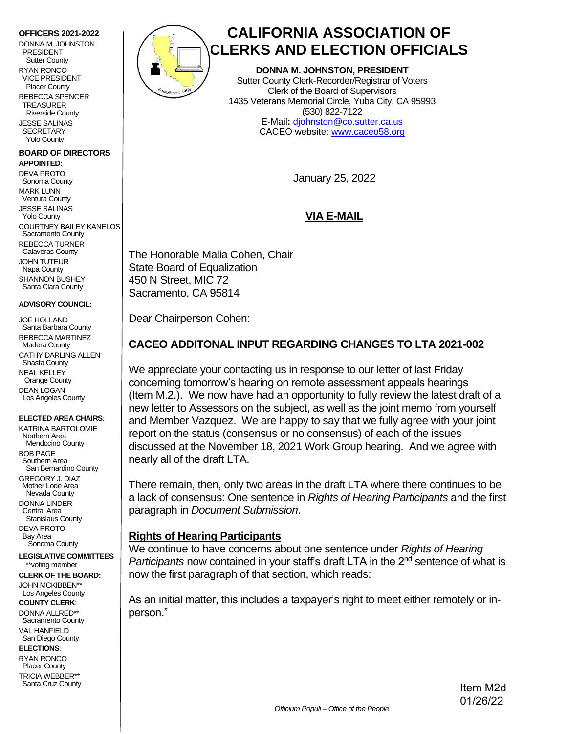# CALIFORNIA ASSOCIATION OF CLERKS AND ELECTION OFFICIALS

**DONNA M. JOHNSTON, PRESIDENT**
Sutter County Clerk-Recorder/Registrar of Voters
Clerk of the Board of Supervisors
1435 Veterans Memorial Circle, Yuba City, CA 95993
(530) 822-7122
E-Mail**:** djohnston@co.sutter.ca.us
CACEO website: www.caceo58.org

**OFFICERS 2021-2022**

DONNA M. JOHNSTON
PRESIDENT
Sutter County

RYAN RONCO
VICE PRESIDENT
Placer County

REBECCA SPENCER
TREASURER
Riverside County

JESSE SALINAS
SECRETARY
Yolo County

**BOARD OF DIRECTORS**

**APPOINTED:**

DEVA PROTO
Sonoma County

MARK LUNN
Ventura County

JESSE SALINAS
Yolo County

COURTNEY BAILEY KANELOS
Sacramento County

REBECCA TURNER
Calaveras County

JOHN TUTEUR
Napa County

SHANNON BUSHEY
Santa Clara County

**ADVISORY COUNCIL:**

JOE HOLLAND
Santa Barbara County

REBECCA MARTINEZ
Madera County

CATHY DARLING ALLEN
Shasta County

NEAL KELLEY
Orange County

DEAN LOGAN
Los Angeles County

**ELECTED AREA CHAIRS**:

KATRINA BARTOLOMIE
Northern Area
Mendocino County

BOB PAGE
Southern Area
San Bernardino County

GREGORY J. DIAZ
Mother Lode Area
Nevada County

DONNA LINDER
Central Area
Stanislaus County

DEVA PROTO
Bay Area
Sonoma County

**LEGISLATIVE COMMITTEES**
**voting member

**CLERK OF THE BOARD:**

JOHN MCKIBBEN**
Los Angeles County

**COUNTY CLERK**:

DONNA ALLRED**
Sacramento County

VAL HANFIELD
San Diego County

**ELECTIONS**:

RYAN RONCO
Placer County

TRICIA WEBBER**
Santa Cruz County

---

January 25, 2022

**VIA E-MAIL**

The Honorable Malia Cohen, Chair
State Board of Equalization
450 N Street, MIC 72
Sacramento, CA 95814

Dear Chairperson Cohen:

**CACEO ADDITONAL INPUT REGARDING CHANGES TO LTA 2021-002**

We appreciate your contacting us in response to our letter of last Friday concerning tomorrow's hearing on remote assessment appeals hearings (Item M.2.). We now have had an opportunity to fully review the latest draft of a new letter to Assessors on the subject, as well as the joint memo from yourself and Member Vazquez. We are happy to say that we fully agree with your joint report on the status (consensus or no consensus) of each of the issues discussed at the November 18, 2021 Work Group hearing. And we agree with nearly all of the draft LTA.

There remain, then, only two areas in the draft LTA where there continues to be a lack of consensus: One sentence in *Rights of Hearing Participants* and the first paragraph in *Document Submission*.

**Rights of Hearing Participants**

We continue to have concerns about one sentence under *Rights of Hearing Participants* now contained in your staff's draft LTA in the 2nd sentence of what is now the first paragraph of that section, which reads:

As an initial matter, this includes a taxpayer's right to meet either remotely or in-person."

Item M2d
01/26/22

*Officium Populi – Office of the People*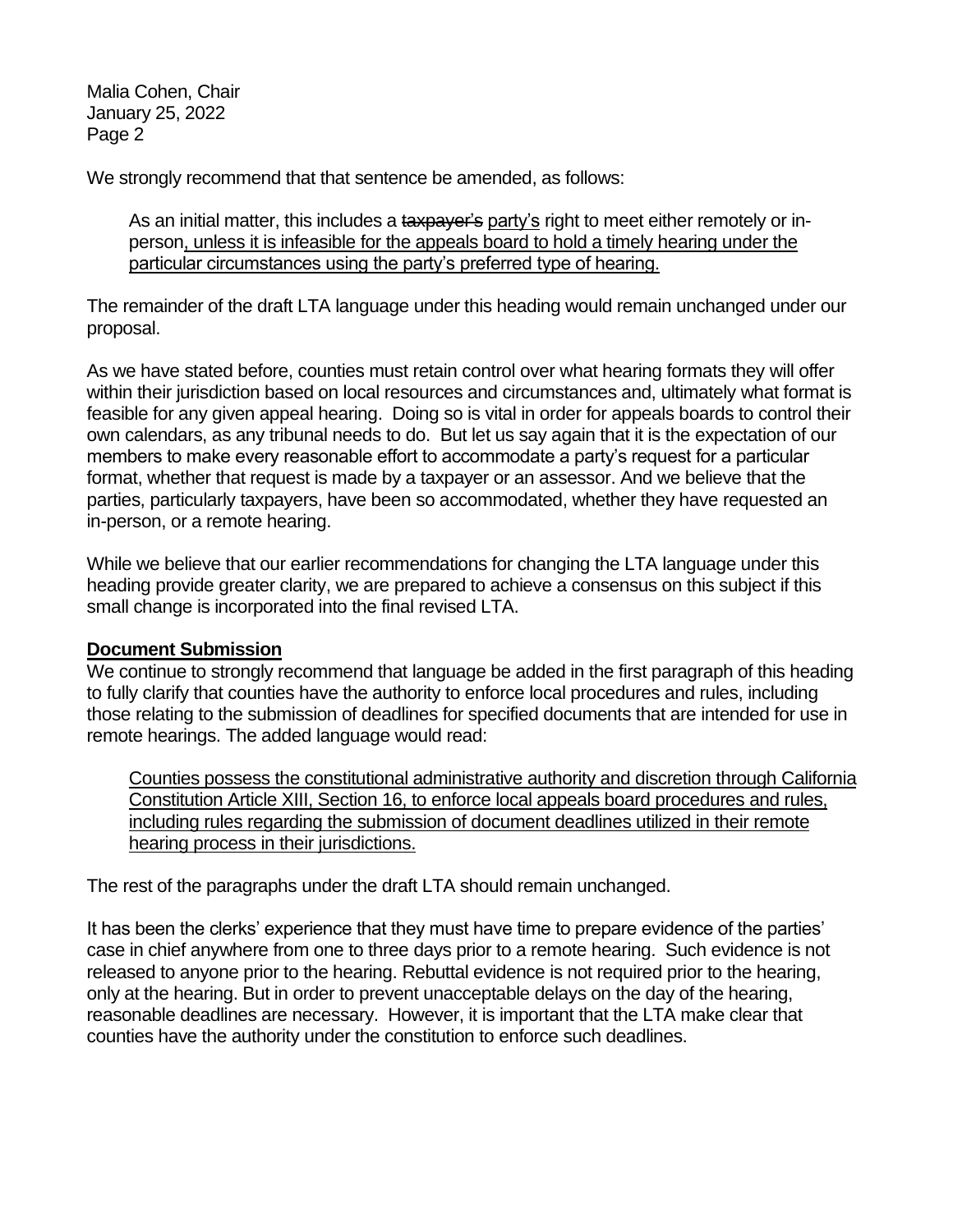We strongly recommend that that sentence be amended, as follows:

> As an initial matter, this includes a ~~taxpayer's~~ <u>party's</u> right to meet either remotely or in-person<u>, unless it is infeasible for the appeals board to hold a timely hearing under the particular circumstances using the party's preferred type of hearing.</u>

The remainder of the draft LTA language under this heading would remain unchanged under our proposal.

As we have stated before, counties must retain control over what hearing formats they will offer within their jurisdiction based on local resources and circumstances and, ultimately what format is feasible for any given appeal hearing. Doing so is vital in order for appeals boards to control their own calendars, as any tribunal needs to do. But let us say again that it is the expectation of our members to make every reasonable effort to accommodate a party's request for a particular format, whether that request is made by a taxpayer or an assessor. And we believe that the parties, particularly taxpayers, have been so accommodated, whether they have requested an in-person, or a remote hearing.

While we believe that our earlier recommendations for changing the LTA language under this heading provide greater clarity, we are prepared to achieve a consensus on this subject if this small change is incorporated into the final revised LTA.

**<u>Document Submission</u>**

We continue to strongly recommend that language be added in the first paragraph of this heading to fully clarify that counties have the authority to enforce local procedures and rules, including those relating to the submission of deadlines for specified documents that are intended for use in remote hearings. The added language would read:

> <u>Counties possess the constitutional administrative authority and discretion through California Constitution Article XIII, Section 16, to enforce local appeals board procedures and rules, including rules regarding the submission of document deadlines utilized in their remote hearing process in their jurisdictions.</u>

The rest of the paragraphs under the draft LTA should remain unchanged.

It has been the clerks' experience that they must have time to prepare evidence of the parties' case in chief anywhere from one to three days prior to a remote hearing. Such evidence is not released to anyone prior to the hearing. Rebuttal evidence is not required prior to the hearing, only at the hearing. But in order to prevent unacceptable delays on the day of the hearing, reasonable deadlines are necessary. However, it is important that the LTA make clear that counties have the authority under the constitution to enforce such deadlines.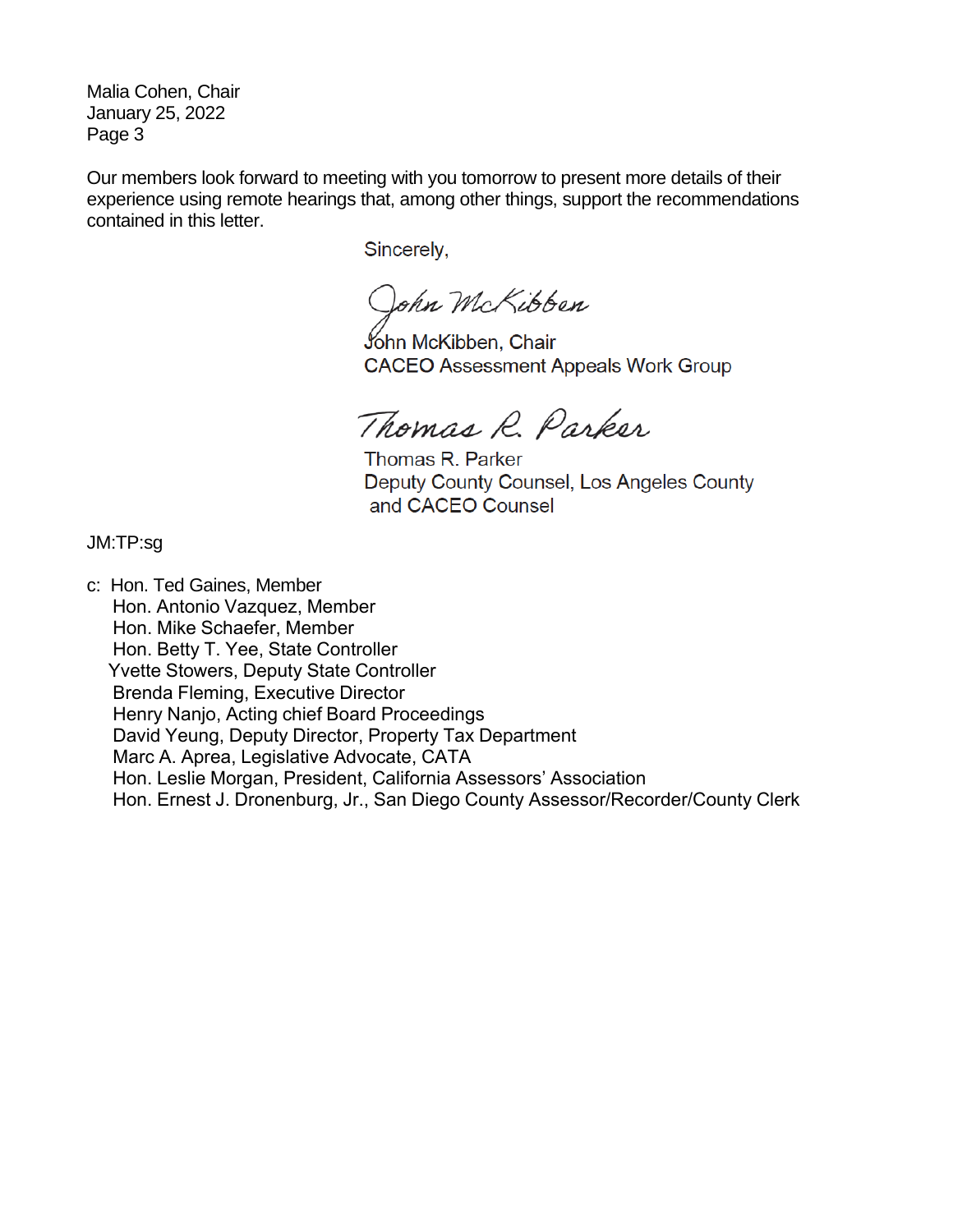Our members look forward to meeting with you tomorrow to present more details of their experience using remote hearings that, among other things, support the recommendations contained in this letter.

Sincerely,

John McKibben

John McKibben, Chair
CACEO Assessment Appeals Work Group

Thomas R. Parker

Thomas R. Parker
Deputy County Counsel, Los Angeles County
and CACEO Counsel

JM:TP:sg

c: Hon. Ted Gaines, Member
Hon. Antonio Vazquez, Member
Hon. Mike Schaefer, Member
Hon. Betty T. Yee, State Controller
Yvette Stowers, Deputy State Controller
Brenda Fleming, Executive Director
Henry Nanjo, Acting chief Board Proceedings
David Yeung, Deputy Director, Property Tax Department
Marc A. Aprea, Legislative Advocate, CATA
Hon. Leslie Morgan, President, California Assessors' Association
Hon. Ernest J. Dronenburg, Jr., San Diego County Assessor/Recorder/County Clerk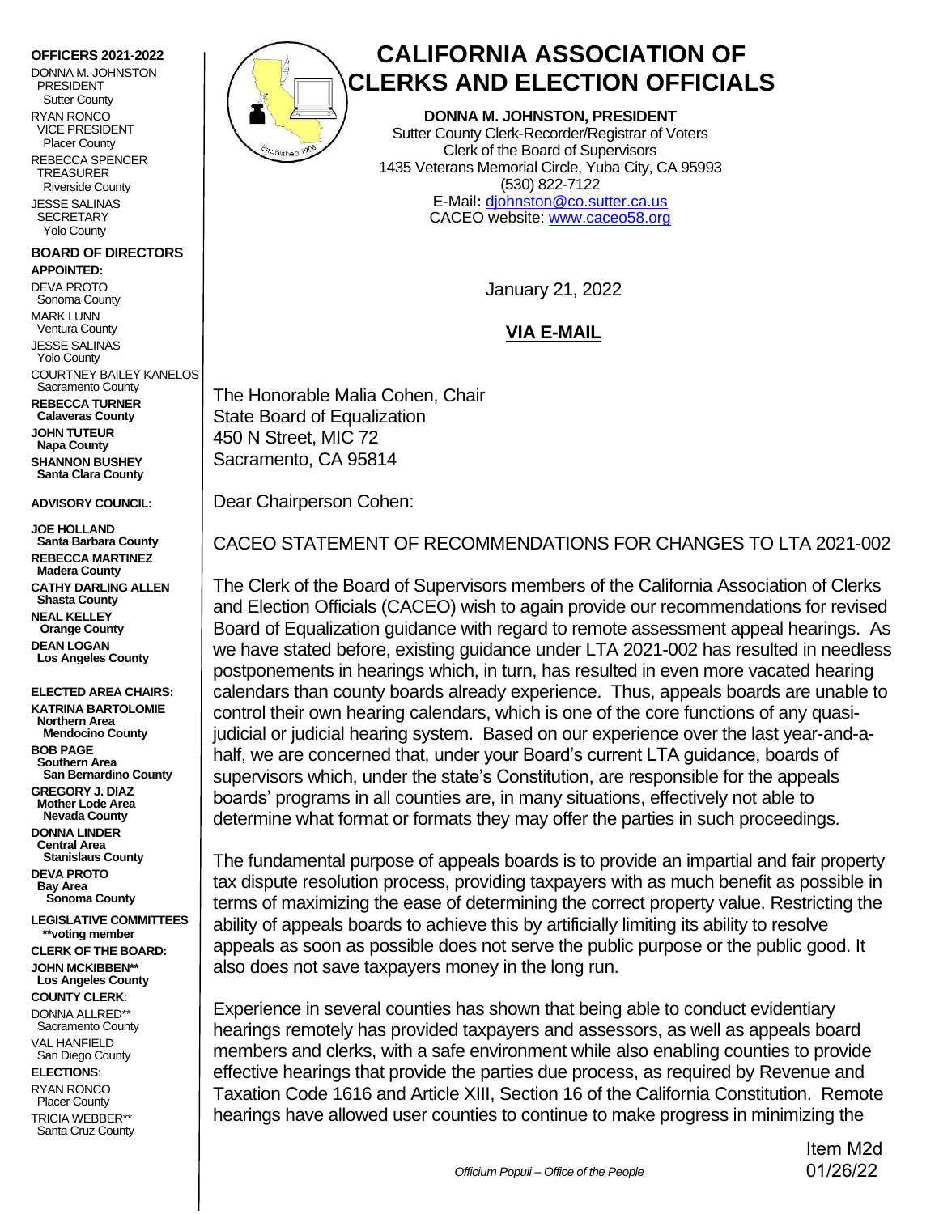# CALIFORNIA ASSOCIATION OF CLERKS AND ELECTION OFFICIALS

**DONNA M. JOHNSTON, PRESIDENT**
Sutter County Clerk-Recorder/Registrar of Voters
Clerk of the Board of Supervisors
1435 Veterans Memorial Circle, Yuba City, CA 95993
(530) 822-7122
E-Mail**:** djohnston@co.sutter.ca.us
CACEO website: www.caceo58.org

**OFFICERS 2021-2022**

DONNA M. JOHNSTON
PRESIDENT
Sutter County

RYAN RONCO
VICE PRESIDENT
Placer County

REBECCA SPENCER
TREASURER
Riverside County

JESSE SALINAS
SECRETARY
Yolo County

**BOARD OF DIRECTORS**

**APPOINTED:**

DEVA PROTO
Sonoma County

MARK LUNN
Ventura County

JESSE SALINAS
Yolo County

COURTNEY BAILEY KANELOS
Sacramento County

**REBECCA TURNER**
**Calaveras County**

**JOHN TUTEUR**
**Napa County**

**SHANNON BUSHEY**
**Santa Clara County**

**ADVISORY COUNCIL:**

**JOE HOLLAND**
**Santa Barbara County**

**REBECCA MARTINEZ**
**Madera County**

**CATHY DARLING ALLEN**
**Shasta County**

**NEAL KELLEY**
**Orange County**

**DEAN LOGAN**
**Los Angeles County**

**ELECTED AREA CHAIRS:**

**KATRINA BARTOLOMIE**
**Northern Area**
**Mendocino County**

**BOB PAGE**
**Southern Area**
**San Bernardino County**

**GREGORY J. DIAZ**
**Mother Lode Area**
**Nevada County**

**DONNA LINDER**
**Central Area**
**Stanislaus County**

**DEVA PROTO**
**Bay Area**
**Sonoma County**

**LEGISLATIVE COMMITTEES**
**\*\*voting member**

**CLERK OF THE BOARD:**

**JOHN MCKIBBEN\*\***
**Los Angeles County**

**COUNTY CLERK**:

DONNA ALLRED\*\*
Sacramento County

VAL HANFIELD
San Diego County

**ELECTIONS**:

RYAN RONCO
Placer County

TRICIA WEBBER\*\*
Santa Cruz County

January 21, 2022

**VIA E-MAIL**

The Honorable Malia Cohen, Chair
State Board of Equalization
450 N Street, MIC 72
Sacramento, CA 95814

Dear Chairperson Cohen:

CACEO STATEMENT OF RECOMMENDATIONS FOR CHANGES TO LTA 2021-002

The Clerk of the Board of Supervisors members of the California Association of Clerks and Election Officials (CACEO) wish to again provide our recommendations for revised Board of Equalization guidance with regard to remote assessment appeal hearings. As we have stated before, existing guidance under LTA 2021-002 has resulted in needless postponements in hearings which, in turn, has resulted in even more vacated hearing calendars than county boards already experience. Thus, appeals boards are unable to control their own hearing calendars, which is one of the core functions of any quasi-judicial or judicial hearing system. Based on our experience over the last year-and-a-half, we are concerned that, under your Board's current LTA guidance, boards of supervisors which, under the state's Constitution, are responsible for the appeals boards' programs in all counties are, in many situations, effectively not able to determine what format or formats they may offer the parties in such proceedings.

The fundamental purpose of appeals boards is to provide an impartial and fair property tax dispute resolution process, providing taxpayers with as much benefit as possible in terms of maximizing the ease of determining the correct property value. Restricting the ability of appeals boards to achieve this by artificially limiting its ability to resolve appeals as soon as possible does not serve the public purpose or the public good. It also does not save taxpayers money in the long run.

Experience in several counties has shown that being able to conduct evidentiary hearings remotely has provided taxpayers and assessors, as well as appeals board members and clerks, with a safe environment while also enabling counties to provide effective hearings that provide the parties due process, as required by Revenue and Taxation Code 1616 and Article XIII, Section 16 of the California Constitution. Remote hearings have allowed user counties to continue to make progress in minimizing the

*Officium Populi – Office of the People*

Item M2d
01/26/22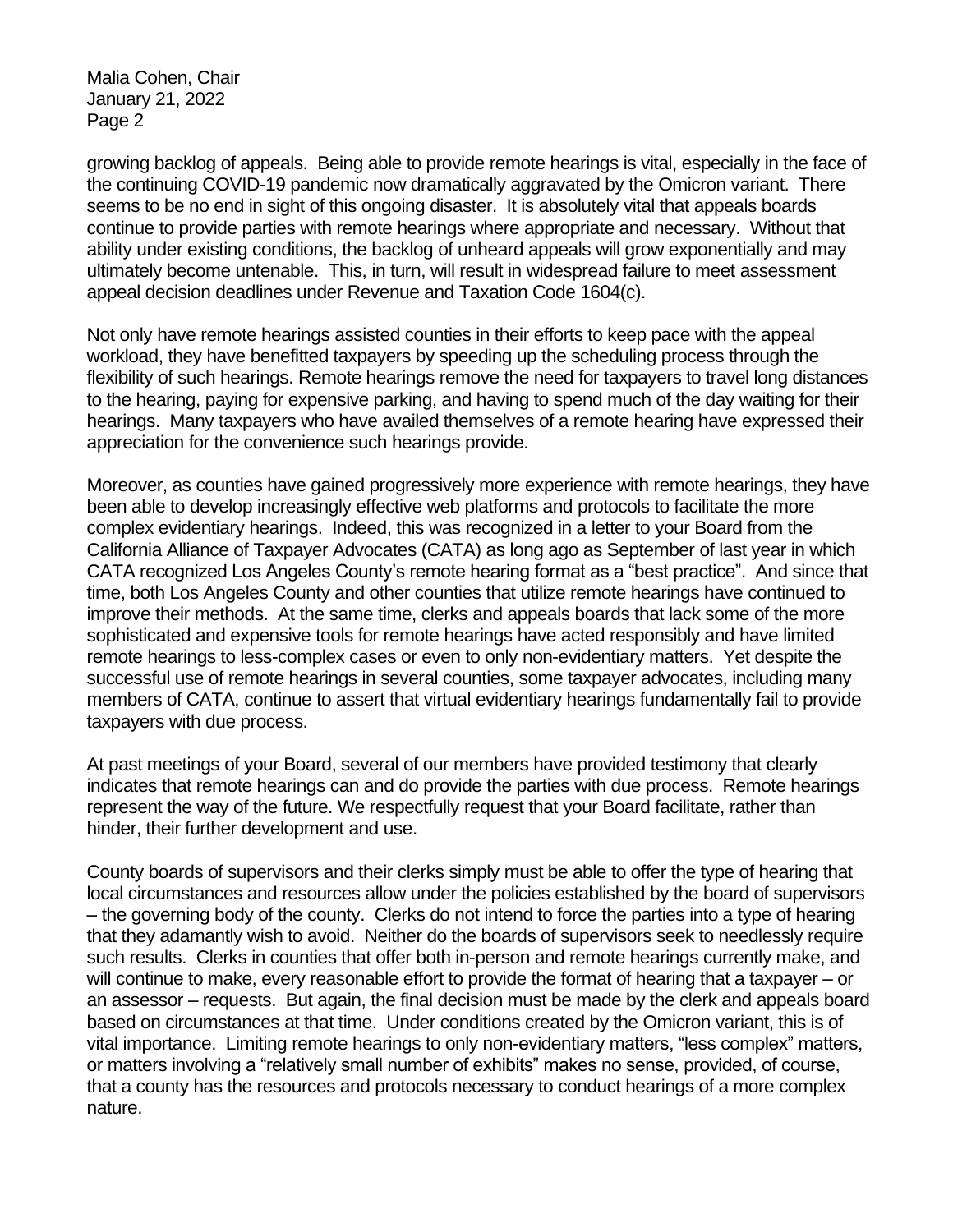growing backlog of appeals. Being able to provide remote hearings is vital, especially in the face of the continuing COVID-19 pandemic now dramatically aggravated by the Omicron variant. There seems to be no end in sight of this ongoing disaster. It is absolutely vital that appeals boards continue to provide parties with remote hearings where appropriate and necessary. Without that ability under existing conditions, the backlog of unheard appeals will grow exponentially and may ultimately become untenable. This, in turn, will result in widespread failure to meet assessment appeal decision deadlines under Revenue and Taxation Code 1604(c).

Not only have remote hearings assisted counties in their efforts to keep pace with the appeal workload, they have benefitted taxpayers by speeding up the scheduling process through the flexibility of such hearings. Remote hearings remove the need for taxpayers to travel long distances to the hearing, paying for expensive parking, and having to spend much of the day waiting for their hearings. Many taxpayers who have availed themselves of a remote hearing have expressed their appreciation for the convenience such hearings provide.

Moreover, as counties have gained progressively more experience with remote hearings, they have been able to develop increasingly effective web platforms and protocols to facilitate the more complex evidentiary hearings. Indeed, this was recognized in a letter to your Board from the California Alliance of Taxpayer Advocates (CATA) as long ago as September of last year in which CATA recognized Los Angeles County's remote hearing format as a "best practice". And since that time, both Los Angeles County and other counties that utilize remote hearings have continued to improve their methods. At the same time, clerks and appeals boards that lack some of the more sophisticated and expensive tools for remote hearings have acted responsibly and have limited remote hearings to less-complex cases or even to only non-evidentiary matters. Yet despite the successful use of remote hearings in several counties, some taxpayer advocates, including many members of CATA, continue to assert that virtual evidentiary hearings fundamentally fail to provide taxpayers with due process.

At past meetings of your Board, several of our members have provided testimony that clearly indicates that remote hearings can and do provide the parties with due process. Remote hearings represent the way of the future. We respectfully request that your Board facilitate, rather than hinder, their further development and use.

County boards of supervisors and their clerks simply must be able to offer the type of hearing that local circumstances and resources allow under the policies established by the board of supervisors – the governing body of the county. Clerks do not intend to force the parties into a type of hearing that they adamantly wish to avoid. Neither do the boards of supervisors seek to needlessly require such results. Clerks in counties that offer both in-person and remote hearings currently make, and will continue to make, every reasonable effort to provide the format of hearing that a taxpayer – or an assessor – requests. But again, the final decision must be made by the clerk and appeals board based on circumstances at that time. Under conditions created by the Omicron variant, this is of vital importance. Limiting remote hearings to only non-evidentiary matters, "less complex" matters, or matters involving a "relatively small number of exhibits" makes no sense, provided, of course, that a county has the resources and protocols necessary to conduct hearings of a more complex nature.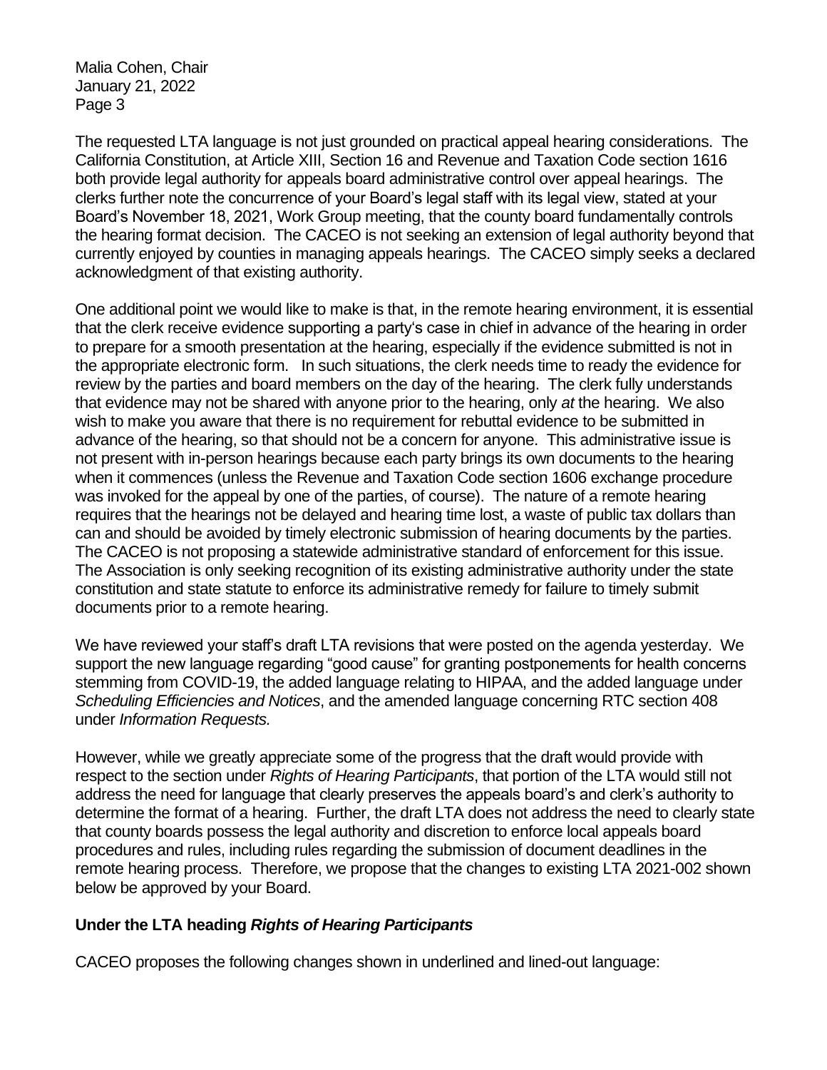The requested LTA language is not just grounded on practical appeal hearing considerations. The California Constitution, at Article XIII, Section 16 and Revenue and Taxation Code section 1616 both provide legal authority for appeals board administrative control over appeal hearings. The clerks further note the concurrence of your Board's legal staff with its legal view, stated at your Board's November 18, 2021, Work Group meeting, that the county board fundamentally controls the hearing format decision. The CACEO is not seeking an extension of legal authority beyond that currently enjoyed by counties in managing appeals hearings. The CACEO simply seeks a declared acknowledgment of that existing authority.

One additional point we would like to make is that, in the remote hearing environment, it is essential that the clerk receive evidence supporting a party's case in chief in advance of the hearing in order to prepare for a smooth presentation at the hearing, especially if the evidence submitted is not in the appropriate electronic form. In such situations, the clerk needs time to ready the evidence for review by the parties and board members on the day of the hearing. The clerk fully understands that evidence may not be shared with anyone prior to the hearing, only *at* the hearing. We also wish to make you aware that there is no requirement for rebuttal evidence to be submitted in advance of the hearing, so that should not be a concern for anyone. This administrative issue is not present with in-person hearings because each party brings its own documents to the hearing when it commences (unless the Revenue and Taxation Code section 1606 exchange procedure was invoked for the appeal by one of the parties, of course). The nature of a remote hearing requires that the hearings not be delayed and hearing time lost, a waste of public tax dollars than can and should be avoided by timely electronic submission of hearing documents by the parties. The CACEO is not proposing a statewide administrative standard of enforcement for this issue. The Association is only seeking recognition of its existing administrative authority under the state constitution and state statute to enforce its administrative remedy for failure to timely submit documents prior to a remote hearing.

We have reviewed your staff's draft LTA revisions that were posted on the agenda yesterday. We support the new language regarding "good cause" for granting postponements for health concerns stemming from COVID-19, the added language relating to HIPAA, and the added language under *Scheduling Efficiencies and Notices*, and the amended language concerning RTC section 408 under *Information Requests.*

However, while we greatly appreciate some of the progress that the draft would provide with respect to the section under *Rights of Hearing Participants*, that portion of the LTA would still not address the need for language that clearly preserves the appeals board's and clerk's authority to determine the format of a hearing. Further, the draft LTA does not address the need to clearly state that county boards possess the legal authority and discretion to enforce local appeals board procedures and rules, including rules regarding the submission of document deadlines in the remote hearing process. Therefore, we propose that the changes to existing LTA 2021-002 shown below be approved by your Board.

**Under the LTA heading *Rights of Hearing Participants***

CACEO proposes the following changes shown in underlined and lined-out language: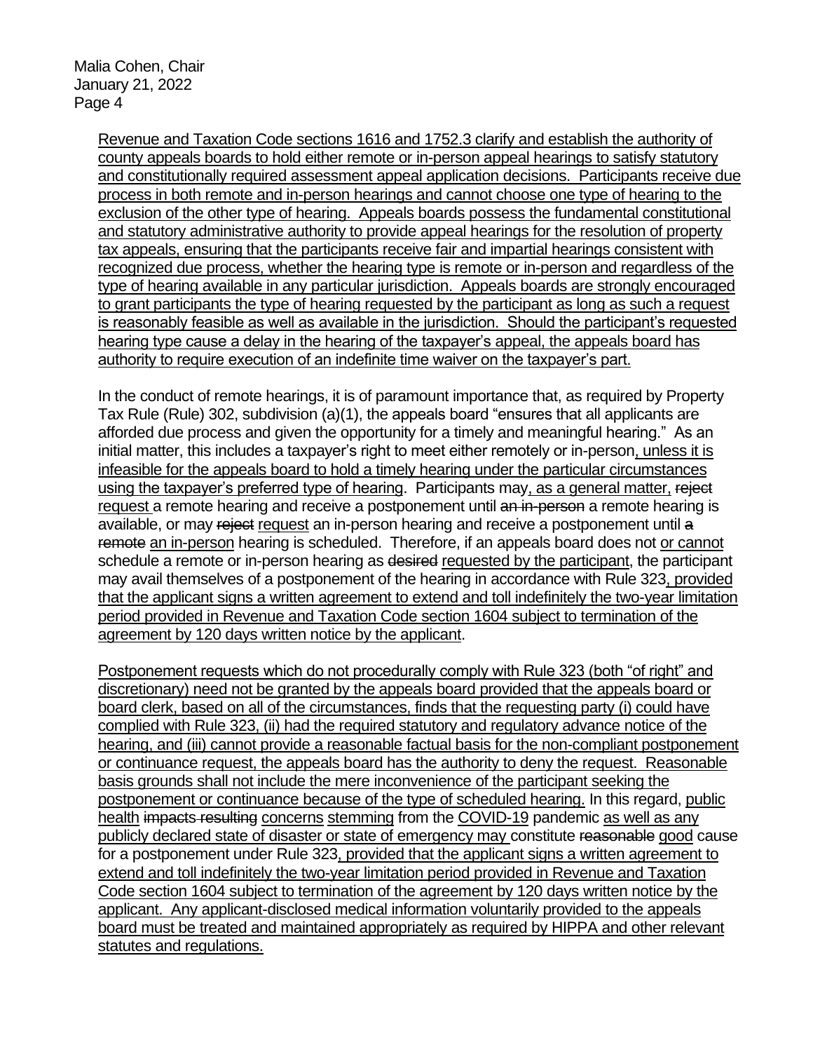Revenue and Taxation Code sections 1616 and 1752.3 clarify and establish the authority of county appeals boards to hold either remote or in-person appeal hearings to satisfy statutory and constitutionally required assessment appeal application decisions. Participants receive due process in both remote and in-person hearings and cannot choose one type of hearing to the exclusion of the other type of hearing. Appeals boards possess the fundamental constitutional and statutory administrative authority to provide appeal hearings for the resolution of property tax appeals, ensuring that the participants receive fair and impartial hearings consistent with recognized due process, whether the hearing type is remote or in-person and regardless of the type of hearing available in any particular jurisdiction. Appeals boards are strongly encouraged to grant participants the type of hearing requested by the participant as long as such a request is reasonably feasible as well as available in the jurisdiction. Should the participant's requested hearing type cause a delay in the hearing of the taxpayer's appeal, the appeals board has authority to require execution of an indefinite time waiver on the taxpayer's part.

In the conduct of remote hearings, it is of paramount importance that, as required by Property Tax Rule (Rule) 302, subdivision (a)(1), the appeals board "ensures that all applicants are afforded due process and given the opportunity for a timely and meaningful hearing." As an initial matter, this includes a taxpayer's right to meet either remotely or in-person, unless it is infeasible for the appeals board to hold a timely hearing under the particular circumstances using the taxpayer's preferred type of hearing. Participants may, as a general matter, ~~reject~~ request a remote hearing and receive a postponement until ~~an in-person~~ a remote hearing is available, or may ~~reject~~ request an in-person hearing and receive a postponement until ~~a remote~~ an in-person hearing is scheduled. Therefore, if an appeals board does not or cannot schedule a remote or in-person hearing as ~~desired~~ requested by the participant, the participant may avail themselves of a postponement of the hearing in accordance with Rule 323, provided that the applicant signs a written agreement to extend and toll indefinitely the two-year limitation period provided in Revenue and Taxation Code section 1604 subject to termination of the agreement by 120 days written notice by the applicant.

Postponement requests which do not procedurally comply with Rule 323 (both "of right" and discretionary) need not be granted by the appeals board provided that the appeals board or board clerk, based on all of the circumstances, finds that the requesting party (i) could have complied with Rule 323, (ii) had the required statutory and regulatory advance notice of the hearing, and (iii) cannot provide a reasonable factual basis for the non-compliant postponement or continuance request, the appeals board has the authority to deny the request. Reasonable basis grounds shall not include the mere inconvenience of the participant seeking the postponement or continuance because of the type of scheduled hearing. In this regard, public health ~~impacts resulting~~ concerns stemming from the COVID-19 pandemic as well as any publicly declared state of disaster or state of emergency may constitute ~~reasonable~~ good cause for a postponement under Rule 323, provided that the applicant signs a written agreement to extend and toll indefinitely the two-year limitation period provided in Revenue and Taxation Code section 1604 subject to termination of the agreement by 120 days written notice by the applicant. Any applicant-disclosed medical information voluntarily provided to the appeals board must be treated and maintained appropriately as required by HIPPA and other relevant statutes and regulations.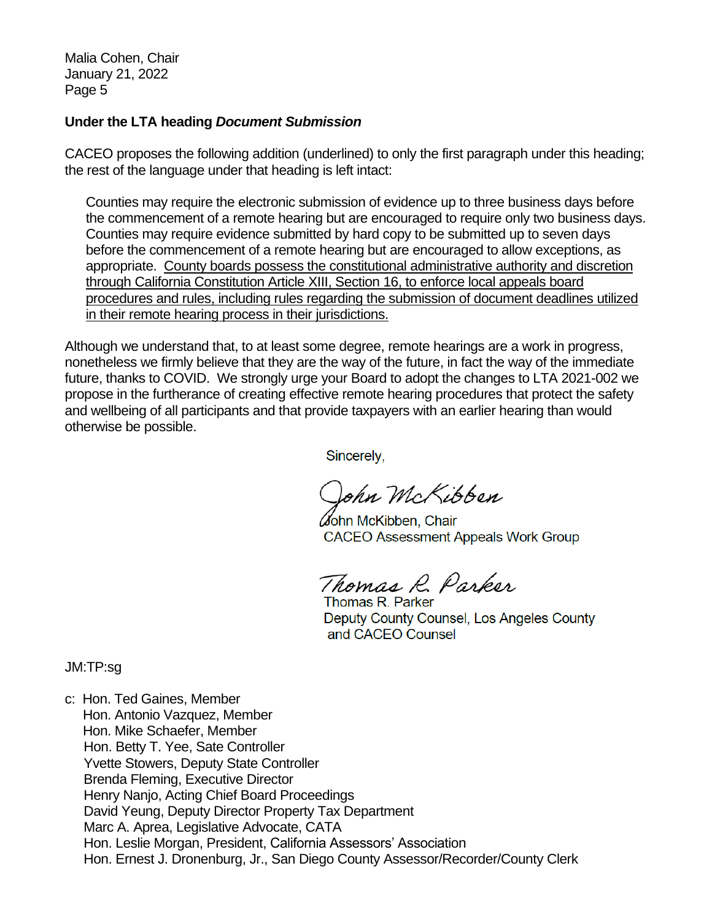Malia Cohen, Chair
January 21, 2022
Page 5

**Under the LTA heading *Document Submission***

CACEO proposes the following addition (underlined) to only the first paragraph under this heading; the rest of the language under that heading is left intact:

> Counties may require the electronic submission of evidence up to three business days before the commencement of a remote hearing but are encouraged to require only two business days. Counties may require evidence submitted by hard copy to be submitted up to seven days before the commencement of a remote hearing but are encouraged to allow exceptions, as appropriate. <u>County boards possess the constitutional administrative authority and discretion through California Constitution Article XIII, Section 16, to enforce local appeals board procedures and rules, including rules regarding the submission of document deadlines utilized in their remote hearing process in their jurisdictions.</u>

Although we understand that, to at least some degree, remote hearings are a work in progress, nonetheless we firmly believe that they are the way of the future, in fact the way of the immediate future, thanks to COVID. We strongly urge your Board to adopt the changes to LTA 2021-002 we propose in the furtherance of creating effective remote hearing procedures that protect the safety and wellbeing of all participants and that provide taxpayers with an earlier hearing than would otherwise be possible.

Sincerely,

*John McKibben*
John McKibben, Chair
CACEO Assessment Appeals Work Group

*Thomas R. Parker*
Thomas R. Parker
Deputy County Counsel, Los Angeles County
and CACEO Counsel

JM:TP:sg

c: Hon. Ted Gaines, Member
Hon. Antonio Vazquez, Member
Hon. Mike Schaefer, Member
Hon. Betty T. Yee, Sate Controller
Yvette Stowers, Deputy State Controller
Brenda Fleming, Executive Director
Henry Nanjo, Acting Chief Board Proceedings
David Yeung, Deputy Director Property Tax Department
Marc A. Aprea, Legislative Advocate, CATA
Hon. Leslie Morgan, President, California Assessors' Association
Hon. Ernest J. Dronenburg, Jr., San Diego County Assessor/Recorder/County Clerk